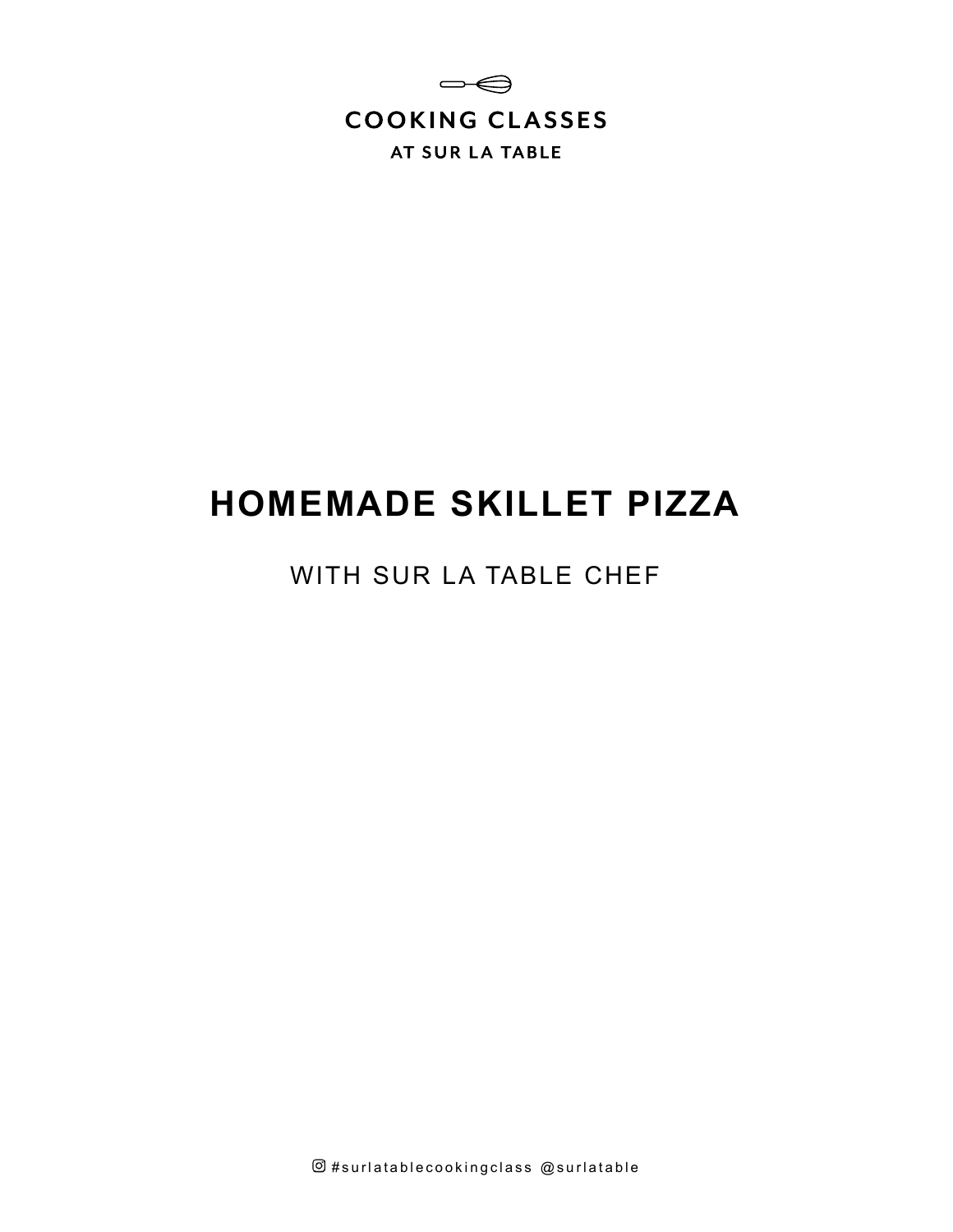COOKING CLASSES

AT SUR LA TABLE

# HOMEMADE SKILLET PIZZA

WITH SUR LA TABLE CHEF

#surlatablecookingclass @surlatable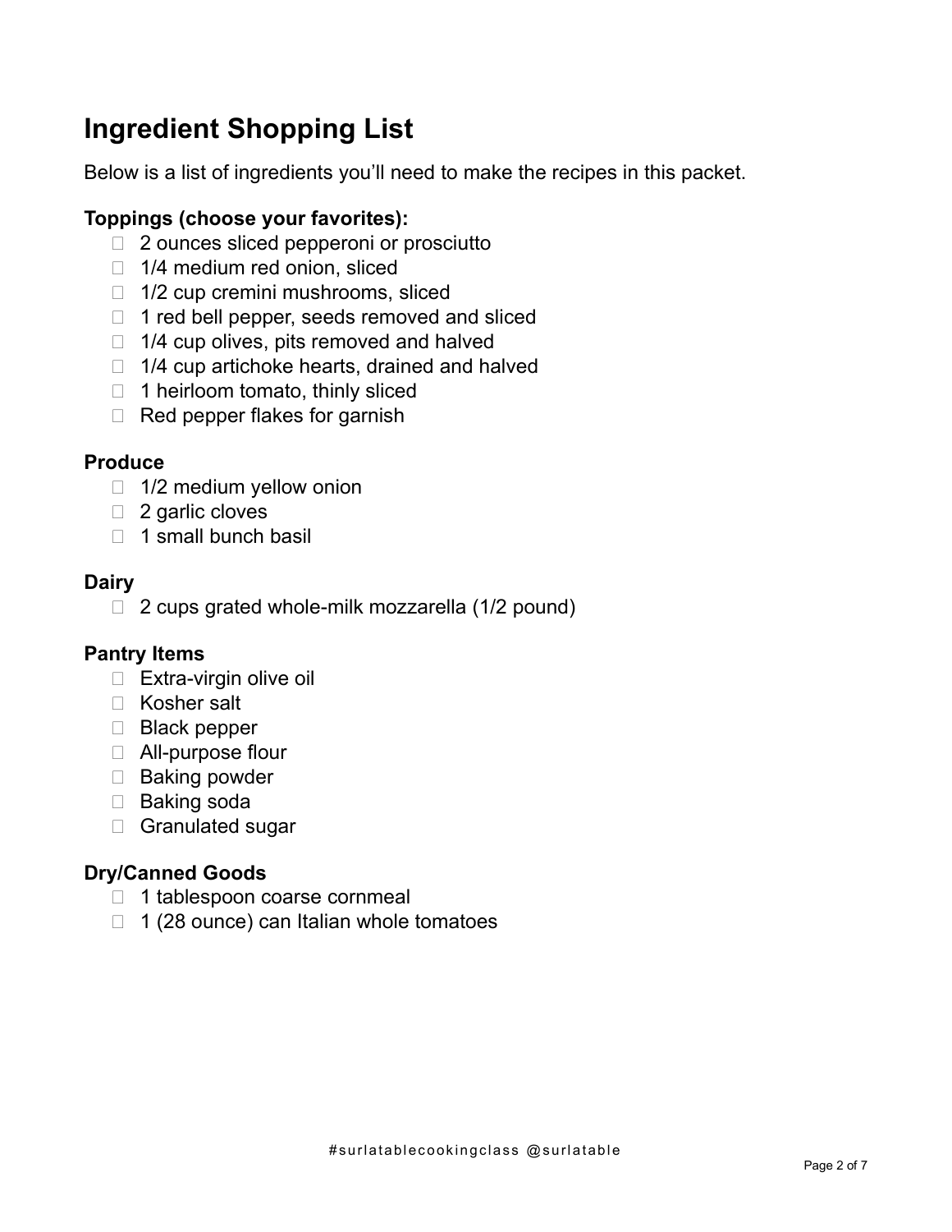# Ingredient Shopping List

Below is a list of ingredients you'll need to make the recipes in this packet.

**Toppings (choose your favorites):**

- [ ] 2 ounces sliced pepperoni or prosciutto
- [ ] 1/4 medium red onion, sliced
- [ ] 1/2 cup cremini mushrooms, sliced
- [ ] 1 red bell pepper, seeds removed and sliced
- [ ] 1/4 cup olives, pits removed and halved
- [ ] 1/4 cup artichoke hearts, drained and halved
- [ ] 1 heirloom tomato, thinly sliced
- [ ] Red pepper flakes for garnish

**Produce**

- [ ] 1/2 medium yellow onion
- [ ] 2 garlic cloves
- [ ] 1 small bunch basil

**Dairy**

- [ ] 2 cups grated whole-milk mozzarella (1/2 pound)

**Pantry Items**

- [ ] Extra-virgin olive oil
- [ ] Kosher salt
- [ ] Black pepper
- [ ] All-purpose flour
- [ ] Baking powder
- [ ] Baking soda
- [ ] Granulated sugar

**Dry/Canned Goods**

- [ ] 1 tablespoon coarse cornmeal
- [ ] 1 (28 ounce) can Italian whole tomatoes

#surlatablecookingclass @surlatable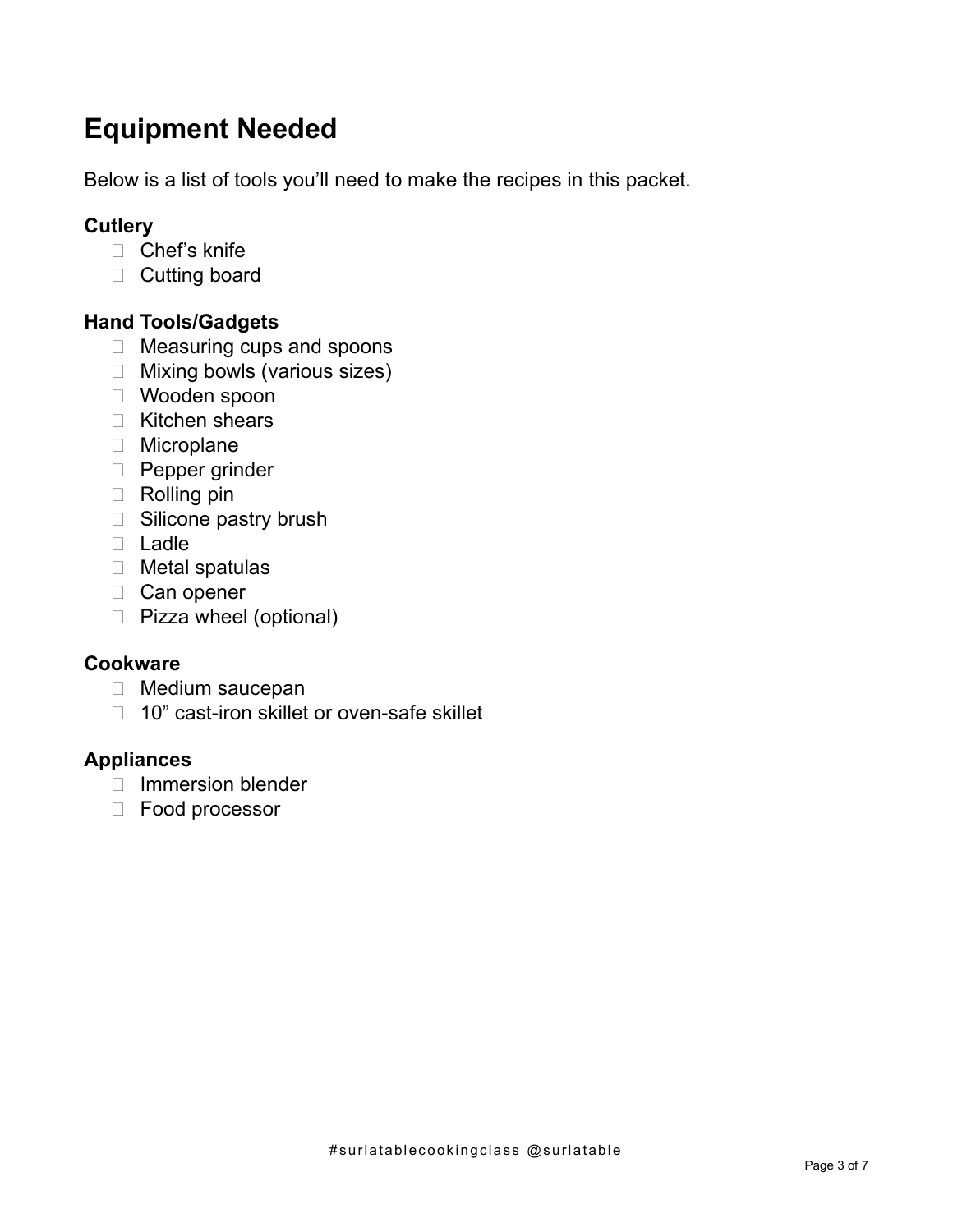# Equipment Needed

Below is a list of tools you'll need to make the recipes in this packet.

**Cutlery**

- [ ] Chef's knife
- [ ] Cutting board

**Hand Tools/Gadgets**

- [ ] Measuring cups and spoons
- [ ] Mixing bowls (various sizes)
- [ ] Wooden spoon
- [ ] Kitchen shears
- [ ] Microplane
- [ ] Pepper grinder
- [ ] Rolling pin
- [ ] Silicone pastry brush
- [ ] Ladle
- [ ] Metal spatulas
- [ ] Can opener
- [ ] Pizza wheel (optional)

**Cookware**

- [ ] Medium saucepan
- [ ] 10" cast-iron skillet or oven-safe skillet

**Appliances**

- [ ] Immersion blender
- [ ] Food processor

#surlatablecookingclass @surlatable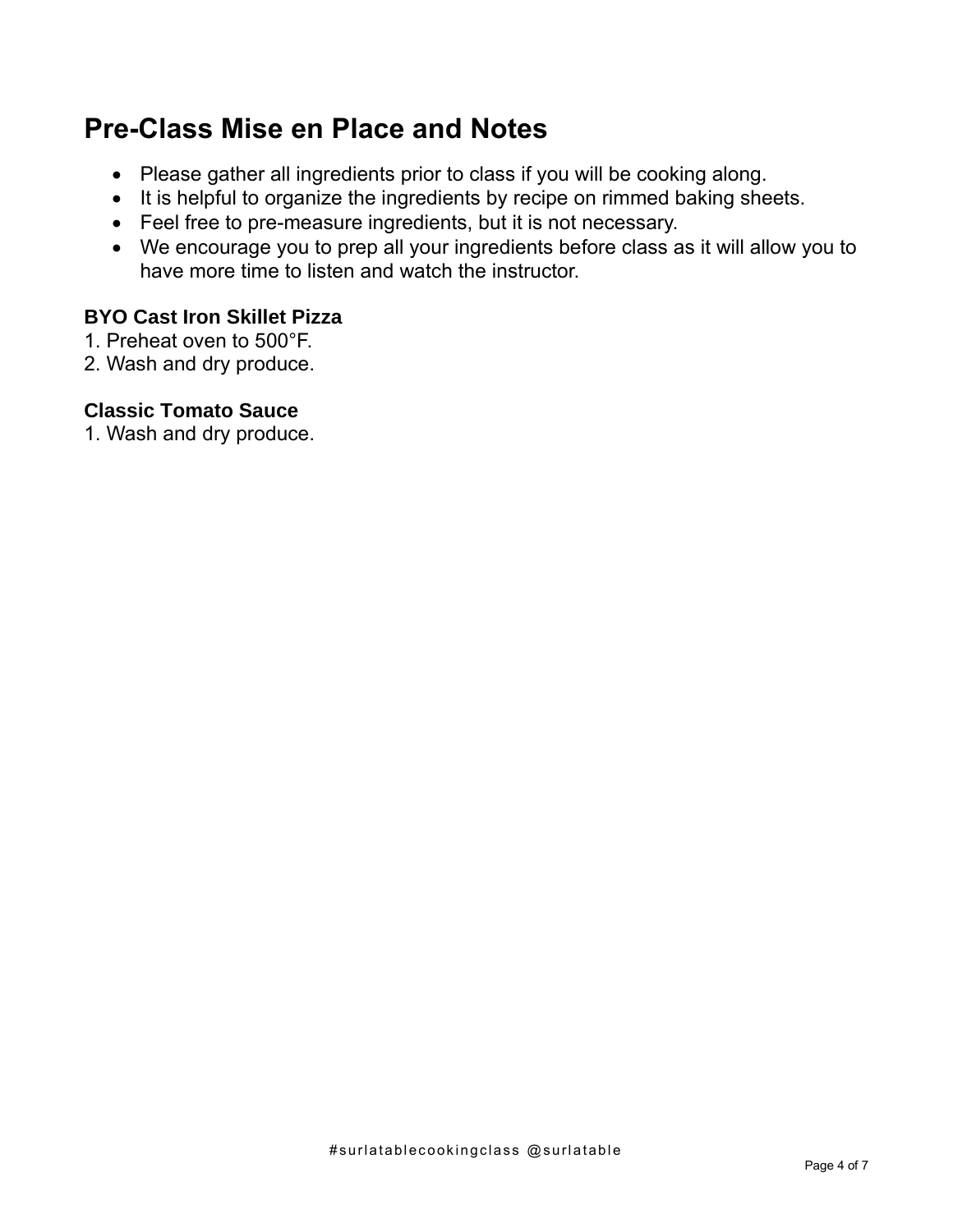## Pre-Class Mise en Place and Notes

- Please gather all ingredients prior to class if you will be cooking along.
- It is helpful to organize the ingredients by recipe on rimmed baking sheets.
- Feel free to pre-measure ingredients, but it is not necessary.
- We encourage you to prep all your ingredients before class as it will allow you to have more time to listen and watch the instructor.

**BYO Cast Iron Skillet Pizza**

1. Preheat oven to 500˚F.
2. Wash and dry produce.

**Classic Tomato Sauce**

1. Wash and dry produce.

#surlatablecookingclass @surlatable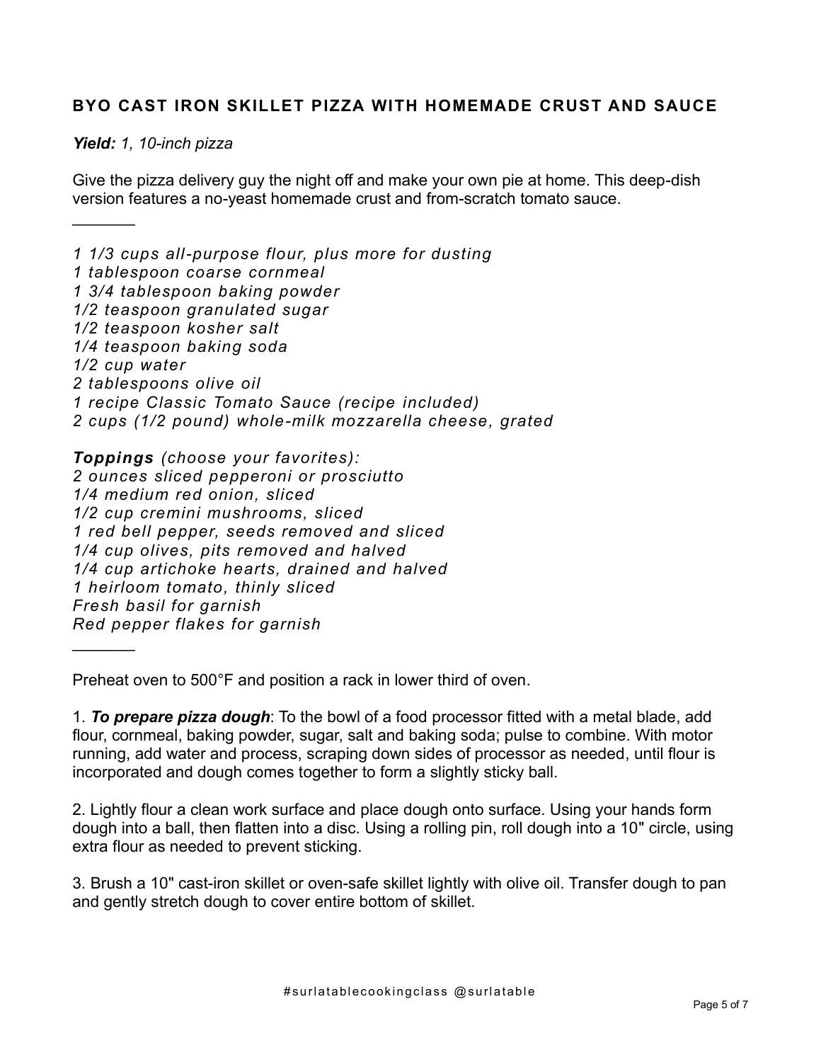## BYO CAST IRON SKILLET PIZZA WITH HOMEMADE CRUST AND SAUCE

***Yield:*** *1, 10-inch pizza*

Give the pizza delivery guy the night off and make your own pie at home. This deep-dish version features a no-yeast homemade crust and from-scratch tomato sauce.

_______

*1 1/3 cups all-purpose flour, plus more for dusting*
*1 tablespoon coarse cornmeal*
*1 3/4 tablespoon baking powder*
*1/2 teaspoon granulated sugar*
*1/2 teaspoon kosher salt*
*1/4 teaspoon baking soda*
*1/2 cup water*
*2 tablespoons olive oil*
*1 recipe Classic Tomato Sauce (recipe included)*
*2 cups (1/2 pound) whole-milk mozzarella cheese, grated*

***Toppings*** *(choose your favorites):*
*2 ounces sliced pepperoni or prosciutto*
*1/4 medium red onion, sliced*
*1/2 cup cremini mushrooms, sliced*
*1 red bell pepper, seeds removed and sliced*
*1/4 cup olives, pits removed and halved*
*1/4 cup artichoke hearts, drained and halved*
*1 heirloom tomato, thinly sliced*
*Fresh basil for garnish*
*Red pepper flakes for garnish*

_______

Preheat oven to 500°F and position a rack in lower third of oven.

1. ***To prepare pizza dough***: To the bowl of a food processor fitted with a metal blade, add flour, cornmeal, baking powder, sugar, salt and baking soda; pulse to combine. With motor running, add water and process, scraping down sides of processor as needed, until flour is incorporated and dough comes together to form a slightly sticky ball.

2. Lightly flour a clean work surface and place dough onto surface. Using your hands form dough into a ball, then flatten into a disc. Using a rolling pin, roll dough into a 10" circle, using extra flour as needed to prevent sticking.

3. Brush a 10" cast-iron skillet or oven-safe skillet lightly with olive oil. Transfer dough to pan and gently stretch dough to cover entire bottom of skillet.

#surlatablecookingclass @surlatable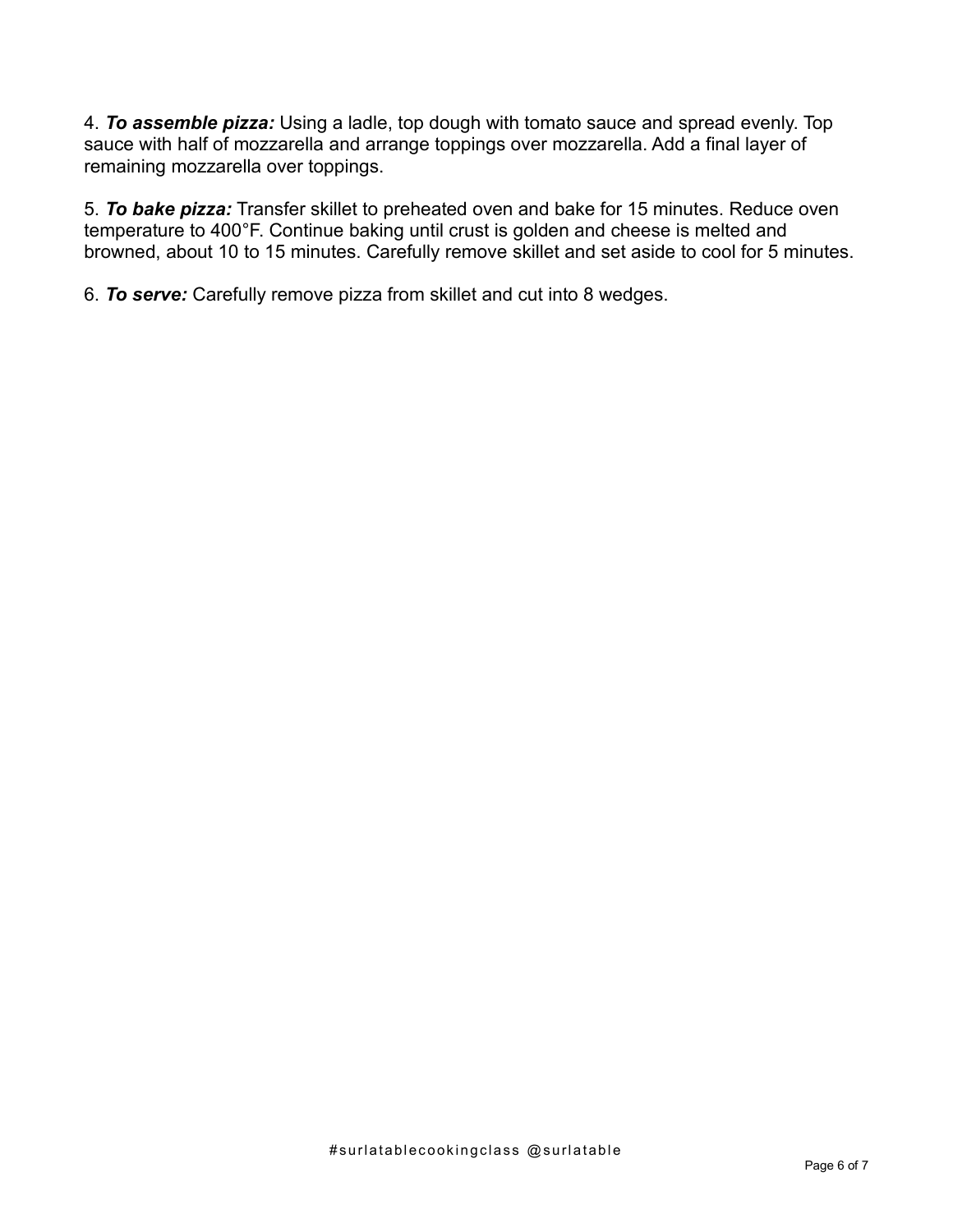4. ***To assemble pizza:*** Using a ladle, top dough with tomato sauce and spread evenly. Top sauce with half of mozzarella and arrange toppings over mozzarella. Add a final layer of remaining mozzarella over toppings.

5. ***To bake pizza:*** Transfer skillet to preheated oven and bake for 15 minutes. Reduce oven temperature to 400°F. Continue baking until crust is golden and cheese is melted and browned, about 10 to 15 minutes. Carefully remove skillet and set aside to cool for 5 minutes.

6. ***To serve:*** Carefully remove pizza from skillet and cut into 8 wedges.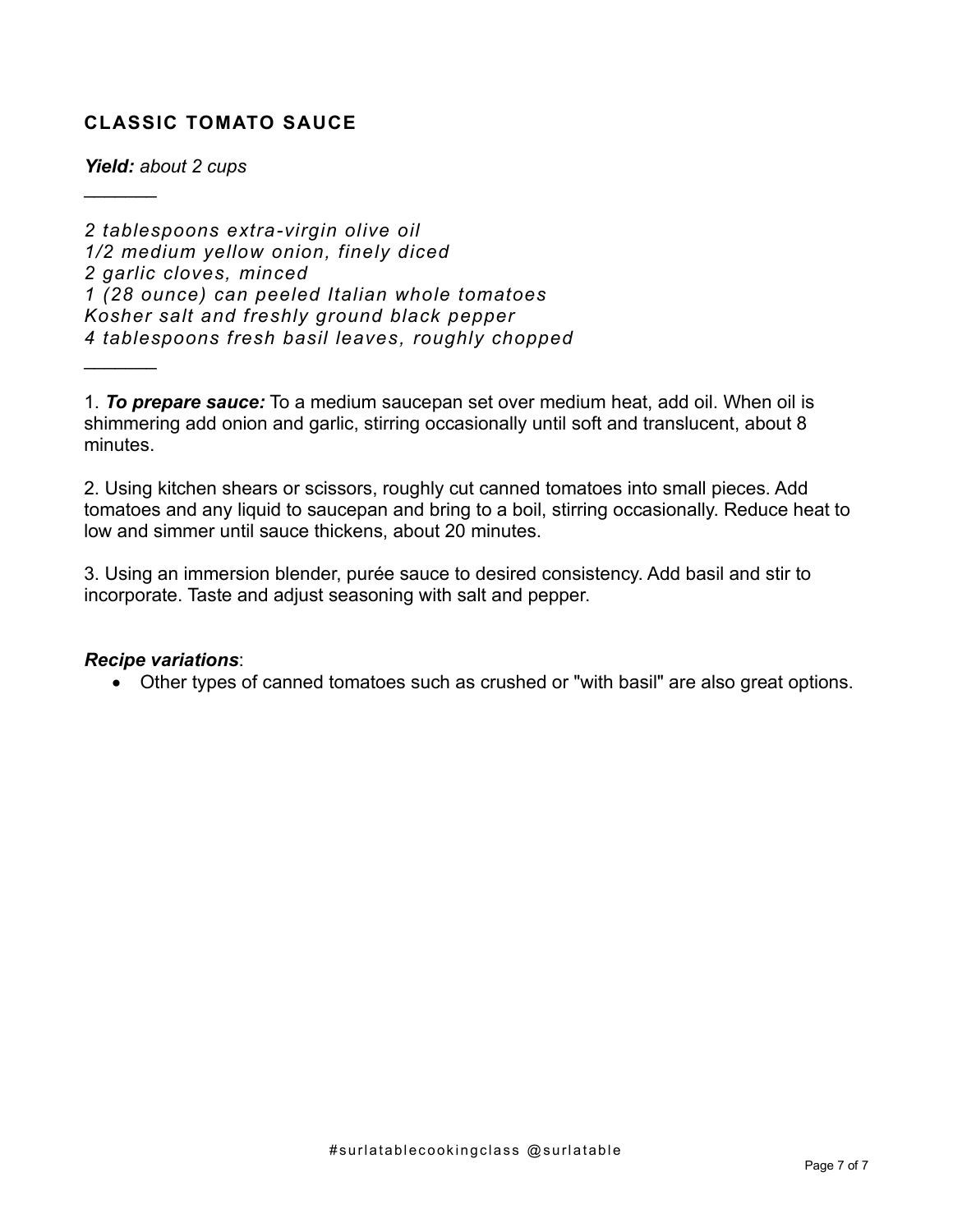## CLASSIC TOMATO SAUCE

***Yield:*** *about 2 cups*

---

*2 tablespoons extra-virgin olive oil*
*1/2 medium yellow onion, finely diced*
*2 garlic cloves, minced*
*1 (28 ounce) can peeled Italian whole tomatoes*
*Kosher salt and freshly ground black pepper*
*4 tablespoons fresh basil leaves, roughly chopped*

---

1. ***To prepare sauce:*** To a medium saucepan set over medium heat, add oil. When oil is shimmering add onion and garlic, stirring occasionally until soft and translucent, about 8 minutes.

2. Using kitchen shears or scissors, roughly cut canned tomatoes into small pieces. Add tomatoes and any liquid to saucepan and bring to a boil, stirring occasionally. Reduce heat to low and simmer until sauce thickens, about 20 minutes.

3. Using an immersion blender, purée sauce to desired consistency. Add basil and stir to incorporate. Taste and adjust seasoning with salt and pepper.

***Recipe variations***:

- Other types of canned tomatoes such as crushed or "with basil" are also great options.